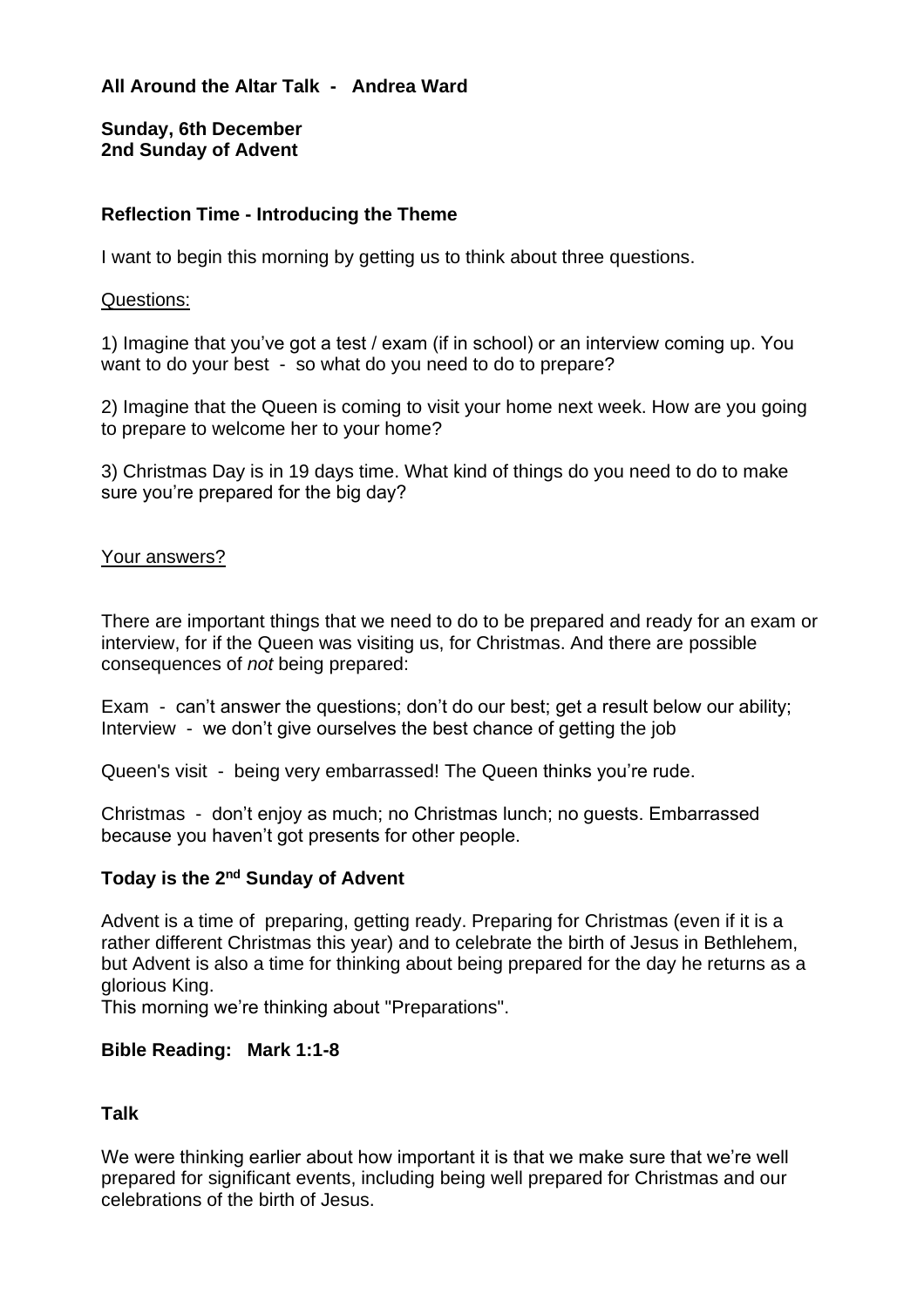**All Around the Altar Talk - Andrea Ward**

**Sunday, 6th December**
**2nd Sunday of Advent**

### Reflection Time - Introducing the Theme

I want to begin this morning by getting us to think about three questions.

Questions:

1) Imagine that you've got a test / exam (if in school) or an interview coming up. You want to do your best - so what do you need to do to prepare?

2) Imagine that the Queen is coming to visit your home next week. How are you going to prepare to welcome her to your home?

3) Christmas Day is in 19 days time. What kind of things do you need to do to make sure you're prepared for the big day?

Your answers?

There are important things that we need to do to be prepared and ready for an exam or interview, for if the Queen was visiting us, for Christmas. And there are possible consequences of *not* being prepared:

Exam - can't answer the questions; don't do our best; get a result below our ability;
Interview - we don't give ourselves the best chance of getting the job

Queen's visit - being very embarrassed! The Queen thinks you're rude.

Christmas - don't enjoy as much; no Christmas lunch; no guests. Embarrassed because you haven't got presents for other people.

### Today is the 2nd Sunday of Advent

Advent is a time of preparing, getting ready. Preparing for Christmas (even if it is a rather different Christmas this year) and to celebrate the birth of Jesus in Bethlehem, but Advent is also a time for thinking about being prepared for the day he returns as a glorious King.
This morning we're thinking about "Preparations".

### Bible Reading: Mark 1:1-8

### Talk

We were thinking earlier about how important it is that we make sure that we're well prepared for significant events, including being well prepared for Christmas and our celebrations of the birth of Jesus.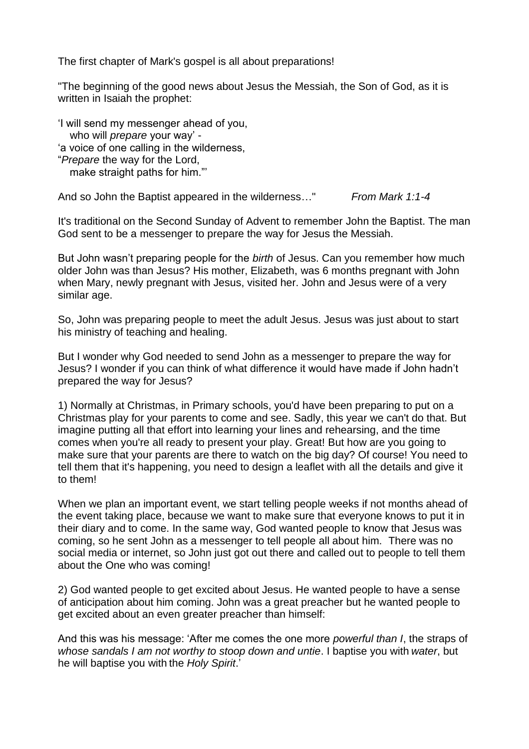The first chapter of Mark's gospel is all about preparations!

"The beginning of the good news about Jesus the Messiah, the Son of God, as it is written in Isaiah the prophet:

'I will send my messenger ahead of you,
   who will *prepare* your way' -
'a voice of one calling in the wilderness,
"*Prepare* the way for the Lord,
   make straight paths for him."'

And so John the Baptist appeared in the wilderness…" *From Mark 1:1-4*

It's traditional on the Second Sunday of Advent to remember John the Baptist. The man God sent to be a messenger to prepare the way for Jesus the Messiah.

But John wasn't preparing people for the *birth* of Jesus. Can you remember how much older John was than Jesus? His mother, Elizabeth, was 6 months pregnant with John when Mary, newly pregnant with Jesus, visited her. John and Jesus were of a very similar age.

So, John was preparing people to meet the adult Jesus. Jesus was just about to start his ministry of teaching and healing.

But I wonder why God needed to send John as a messenger to prepare the way for Jesus? I wonder if you can think of what difference it would have made if John hadn't prepared the way for Jesus?

1) Normally at Christmas, in Primary schools, you'd have been preparing to put on a Christmas play for your parents to come and see. Sadly, this year we can't do that. But imagine putting all that effort into learning your lines and rehearsing, and the time comes when you're all ready to present your play. Great! But how are you going to make sure that your parents are there to watch on the big day? Of course! You need to tell them that it's happening, you need to design a leaflet with all the details and give it to them!

When we plan an important event, we start telling people weeks if not months ahead of the event taking place, because we want to make sure that everyone knows to put it in their diary and to come. In the same way, God wanted people to know that Jesus was coming, so he sent John as a messenger to tell people all about him. There was no social media or internet, so John just got out there and called out to people to tell them about the One who was coming!

2) God wanted people to get excited about Jesus. He wanted people to have a sense of anticipation about him coming. John was a great preacher but he wanted people to get excited about an even greater preacher than himself:

And this was his message: 'After me comes the one more *powerful than I*, the straps of *whose sandals I am not worthy to stoop down and untie*. I baptise you with *water*, but he will baptise you with the *Holy Spirit*.'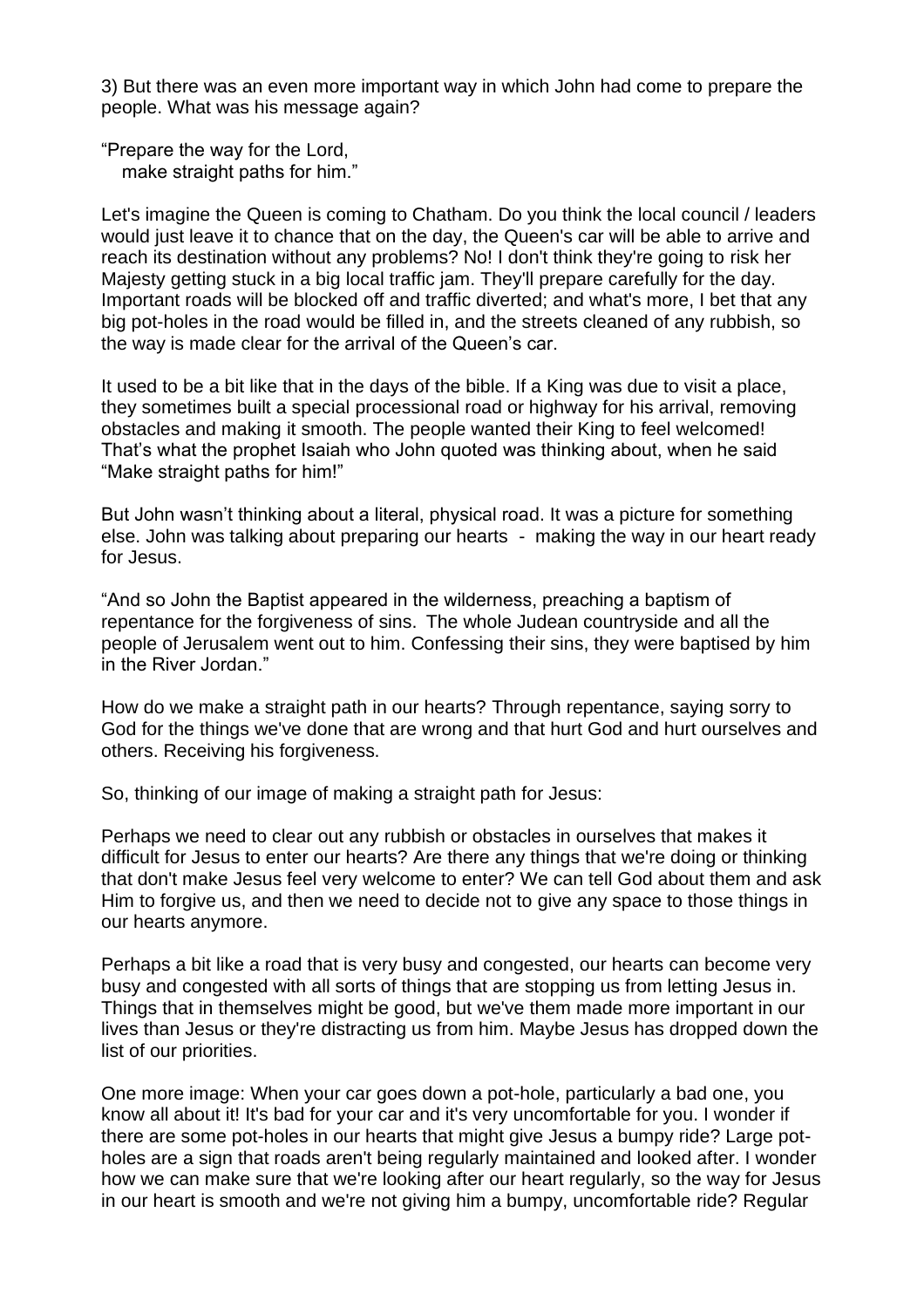3) But there was an even more important way in which John had come to prepare the people. What was his message again?

"Prepare the way for the Lord,
make straight paths for him."

Let's imagine the Queen is coming to Chatham. Do you think the local council / leaders would just leave it to chance that on the day, the Queen's car will be able to arrive and reach its destination without any problems? No! I don't think they're going to risk her Majesty getting stuck in a big local traffic jam. They'll prepare carefully for the day. Important roads will be blocked off and traffic diverted; and what's more, I bet that any big pot-holes in the road would be filled in, and the streets cleaned of any rubbish, so the way is made clear for the arrival of the Queen's car.

It used to be a bit like that in the days of the bible. If a King was due to visit a place, they sometimes built a special processional road or highway for his arrival, removing obstacles and making it smooth. The people wanted their King to feel welcomed! That's what the prophet Isaiah who John quoted was thinking about, when he said "Make straight paths for him!"

But John wasn't thinking about a literal, physical road. It was a picture for something else. John was talking about preparing our hearts - making the way in our heart ready for Jesus.

"And so John the Baptist appeared in the wilderness, preaching a baptism of repentance for the forgiveness of sins. The whole Judean countryside and all the people of Jerusalem went out to him. Confessing their sins, they were baptised by him in the River Jordan."

How do we make a straight path in our hearts? Through repentance, saying sorry to God for the things we've done that are wrong and that hurt God and hurt ourselves and others. Receiving his forgiveness.

So, thinking of our image of making a straight path for Jesus:

Perhaps we need to clear out any rubbish or obstacles in ourselves that makes it difficult for Jesus to enter our hearts? Are there any things that we're doing or thinking that don't make Jesus feel very welcome to enter? We can tell God about them and ask Him to forgive us, and then we need to decide not to give any space to those things in our hearts anymore.

Perhaps a bit like a road that is very busy and congested, our hearts can become very busy and congested with all sorts of things that are stopping us from letting Jesus in. Things that in themselves might be good, but we've them made more important in our lives than Jesus or they're distracting us from him. Maybe Jesus has dropped down the list of our priorities.

One more image: When your car goes down a pot-hole, particularly a bad one, you know all about it! It's bad for your car and it's very uncomfortable for you. I wonder if there are some pot-holes in our hearts that might give Jesus a bumpy ride? Large pot-holes are a sign that roads aren't being regularly maintained and looked after. I wonder how we can make sure that we're looking after our heart regularly, so the way for Jesus in our heart is smooth and we're not giving him a bumpy, uncomfortable ride? Regular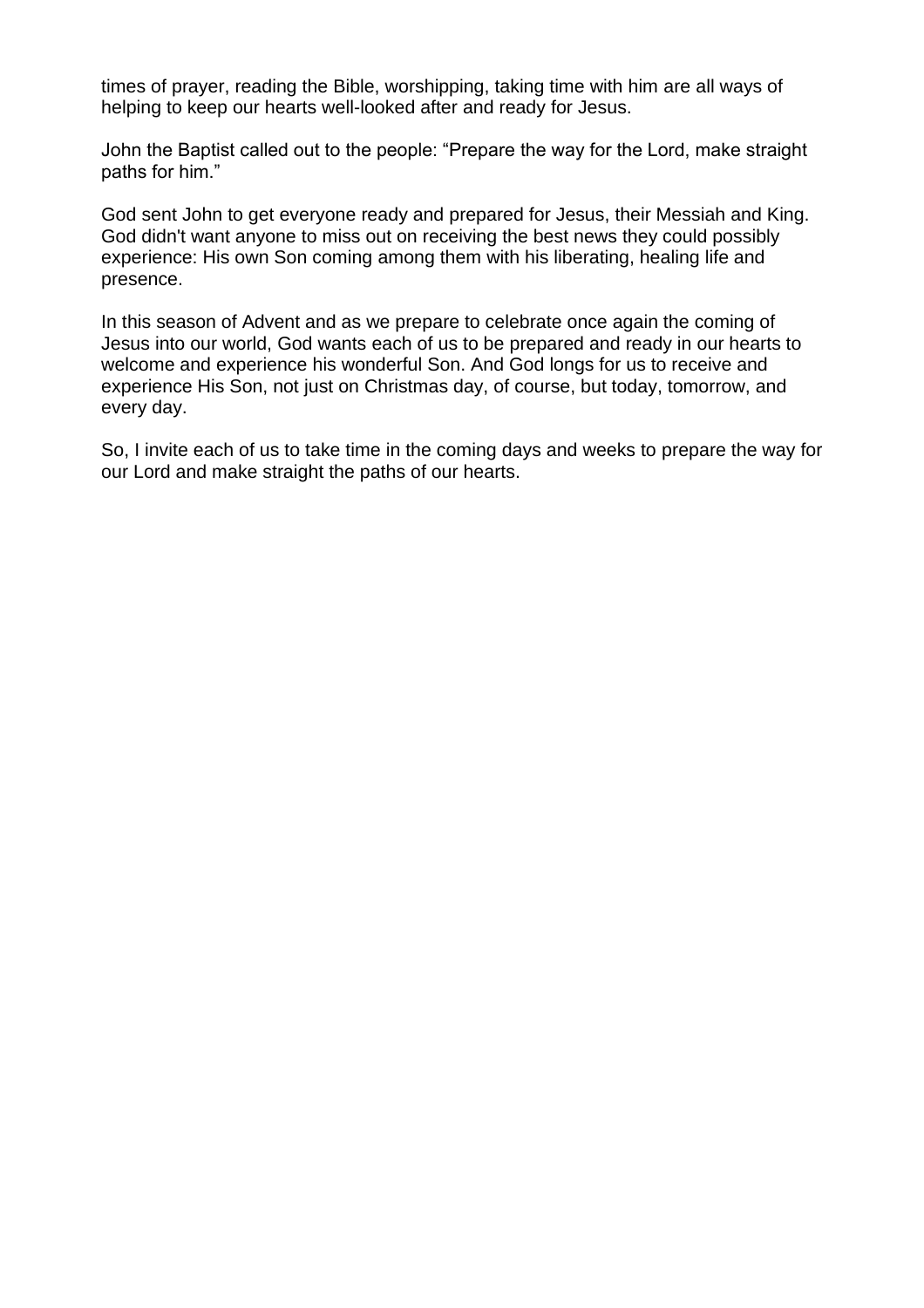times of prayer, reading the Bible, worshipping, taking time with him are all ways of helping to keep our hearts well-looked after and ready for Jesus.

John the Baptist called out to the people: “Prepare the way for the Lord, make straight paths for him.”

God sent John to get everyone ready and prepared for Jesus, their Messiah and King. God didn't want anyone to miss out on receiving the best news they could possibly experience: His own Son coming among them with his liberating, healing life and presence.

In this season of Advent and as we prepare to celebrate once again the coming of Jesus into our world, God wants each of us to be prepared and ready in our hearts to welcome and experience his wonderful Son. And God longs for us to receive and experience His Son, not just on Christmas day, of course, but today, tomorrow, and every day.

So, I invite each of us to take time in the coming days and weeks to prepare the way for our Lord and make straight the paths of our hearts.